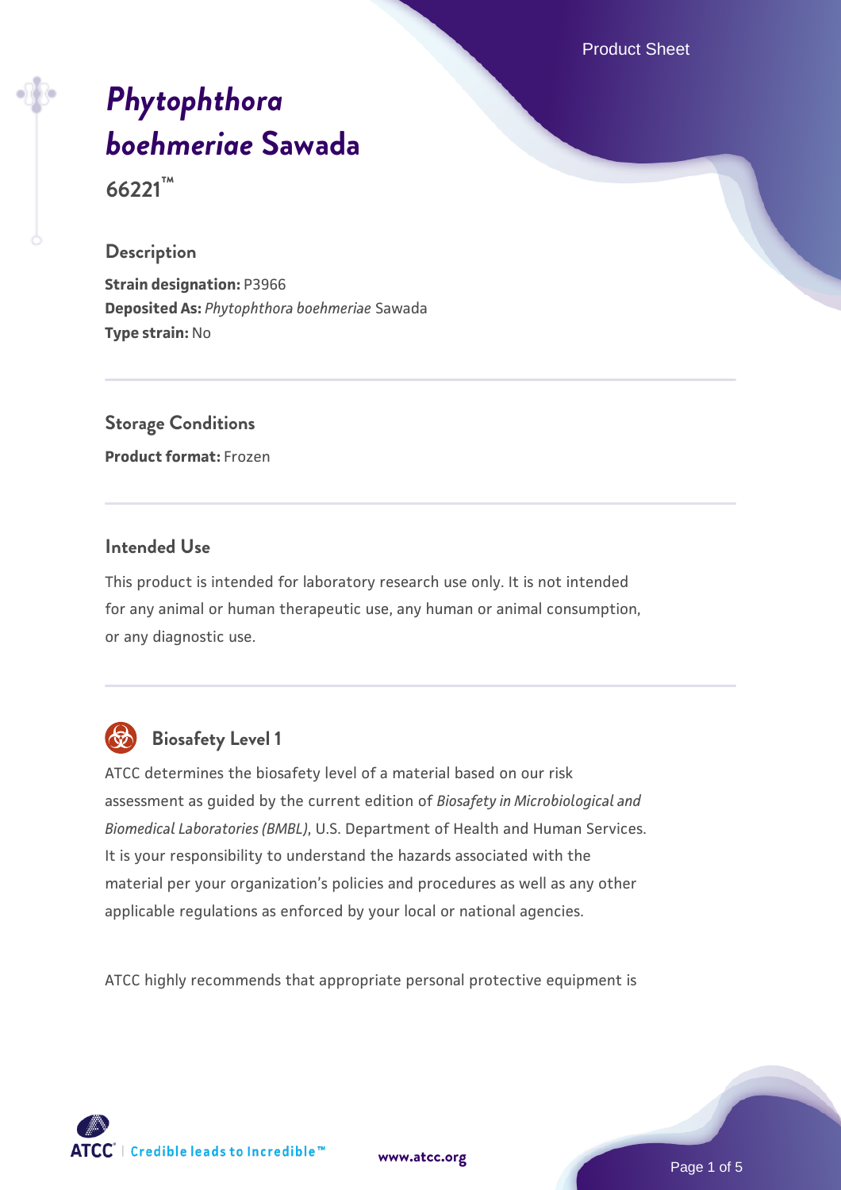# *Phytophthora boehmeriae* Sawada

**66221™**

## Description

**Strain designation:** P3966
**Deposited As:** *Phytophthora boehmeriae* Sawada
**Type strain:** No

## Storage Conditions

**Product format:** Frozen

## Intended Use

This product is intended for laboratory research use only. It is not intended for any animal or human therapeutic use, any human or animal consumption, or any diagnostic use.

## Biosafety Level 1

ATCC determines the biosafety level of a material based on our risk assessment as guided by the current edition of *Biosafety in Microbiological and Biomedical Laboratories (BMBL)*, U.S. Department of Health and Human Services. It is your responsibility to understand the hazards associated with the material per your organization's policies and procedures as well as any other applicable regulations as enforced by your local or national agencies.

ATCC highly recommends that appropriate personal protective equipment is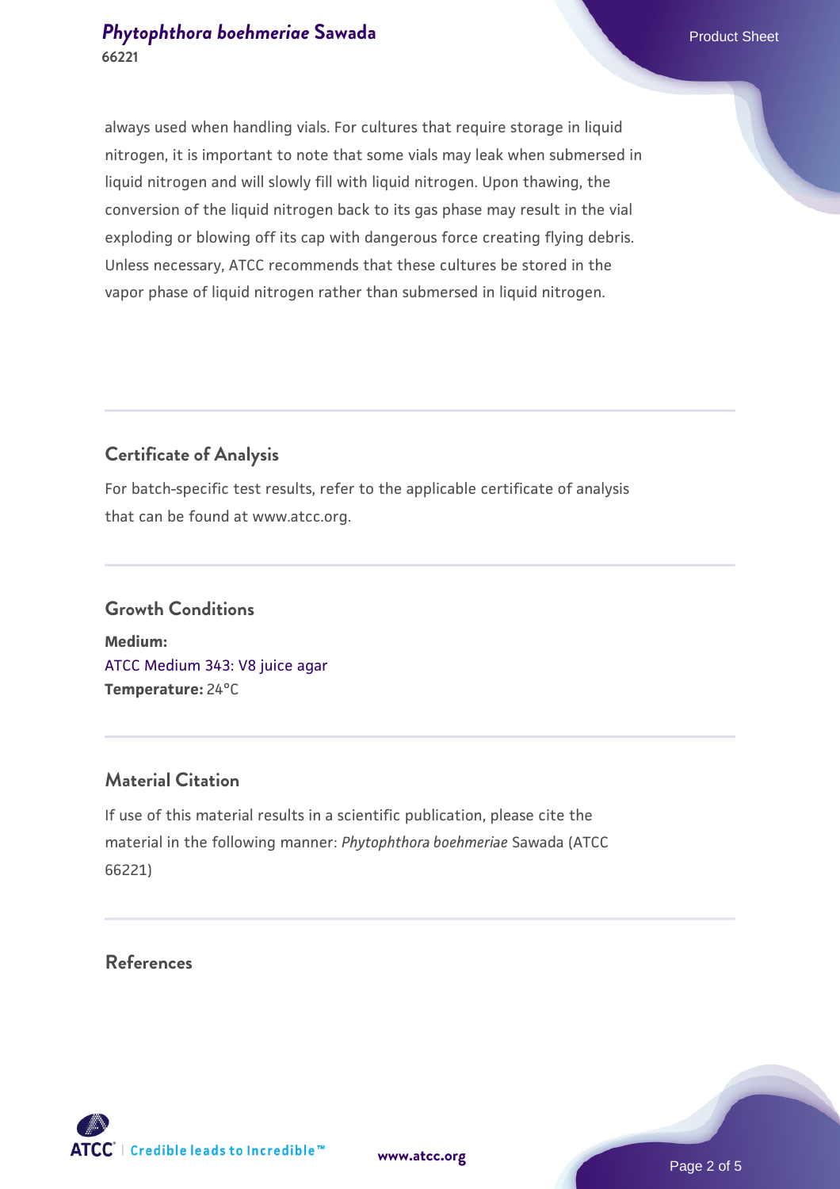always used when handling vials. For cultures that require storage in liquid nitrogen, it is important to note that some vials may leak when submersed in liquid nitrogen and will slowly fill with liquid nitrogen. Upon thawing, the conversion of the liquid nitrogen back to its gas phase may result in the vial exploding or blowing off its cap with dangerous force creating flying debris. Unless necessary, ATCC recommends that these cultures be stored in the vapor phase of liquid nitrogen rather than submersed in liquid nitrogen.

## Certificate of Analysis

For batch-specific test results, refer to the applicable certificate of analysis that can be found at www.atcc.org.

## Growth Conditions

**Medium:**
ATCC Medium 343: V8 juice agar
**Temperature:** 24°C

## Material Citation

If use of this material results in a scientific publication, please cite the material in the following manner: *Phytophthora boehmeriae* Sawada (ATCC 66221)

## References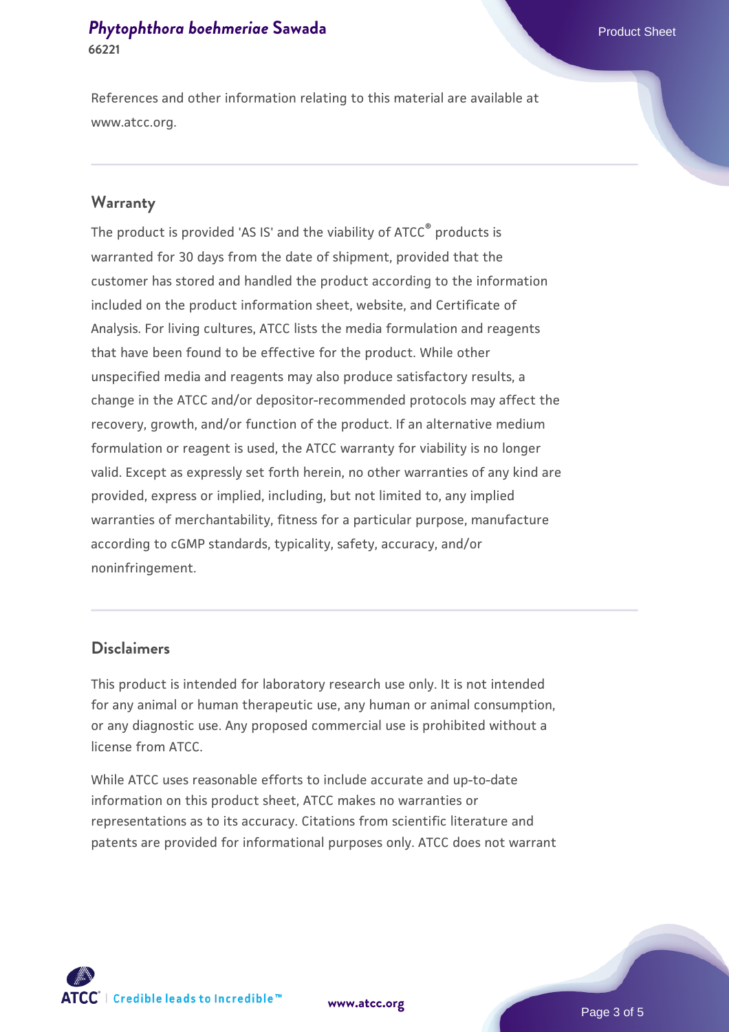References and other information relating to this material are available at www.atcc.org.

## Warranty

The product is provided 'AS IS' and the viability of ATCC® products is warranted for 30 days from the date of shipment, provided that the customer has stored and handled the product according to the information included on the product information sheet, website, and Certificate of Analysis. For living cultures, ATCC lists the media formulation and reagents that have been found to be effective for the product. While other unspecified media and reagents may also produce satisfactory results, a change in the ATCC and/or depositor-recommended protocols may affect the recovery, growth, and/or function of the product. If an alternative medium formulation or reagent is used, the ATCC warranty for viability is no longer valid. Except as expressly set forth herein, no other warranties of any kind are provided, express or implied, including, but not limited to, any implied warranties of merchantability, fitness for a particular purpose, manufacture according to cGMP standards, typicality, safety, accuracy, and/or noninfringement.

## Disclaimers

This product is intended for laboratory research use only. It is not intended for any animal or human therapeutic use, any human or animal consumption, or any diagnostic use. Any proposed commercial use is prohibited without a license from ATCC.

While ATCC uses reasonable efforts to include accurate and up-to-date information on this product sheet, ATCC makes no warranties or representations as to its accuracy. Citations from scientific literature and patents are provided for informational purposes only. ATCC does not warrant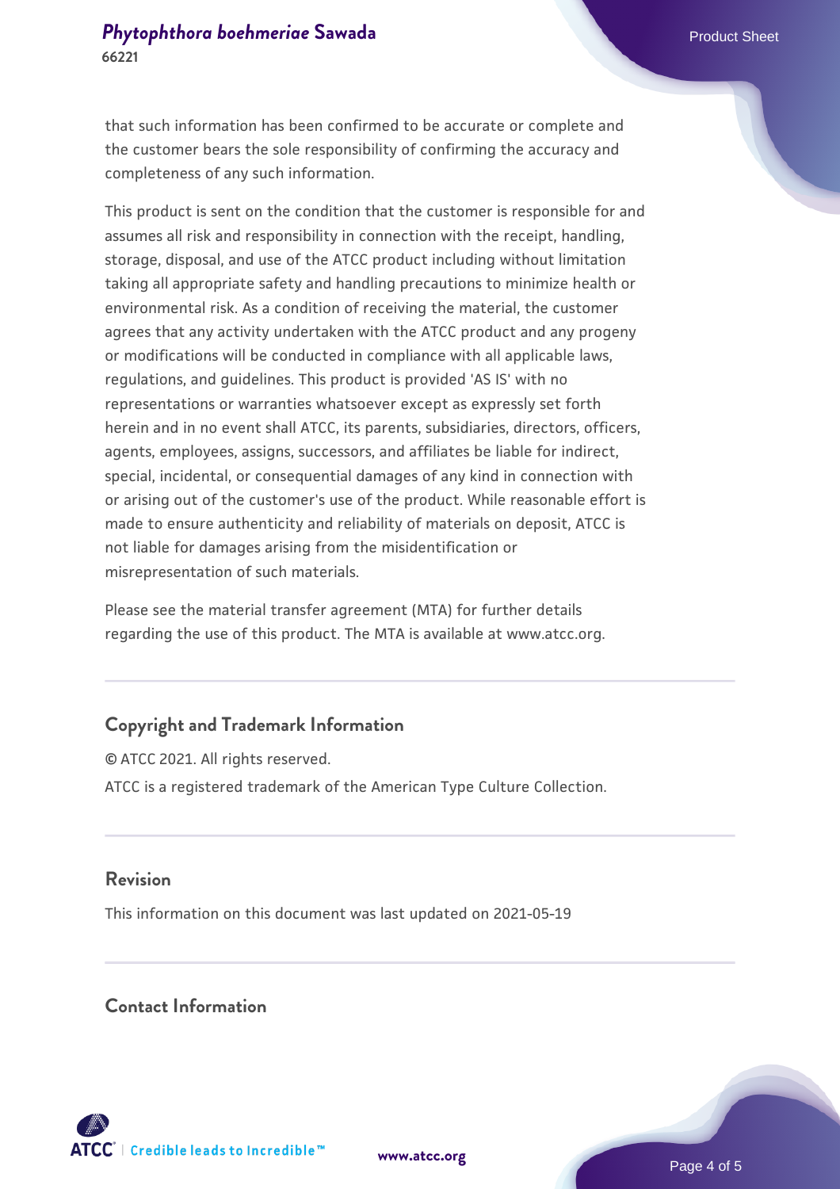that such information has been confirmed to be accurate or complete and the customer bears the sole responsibility of confirming the accuracy and completeness of any such information.

This product is sent on the condition that the customer is responsible for and assumes all risk and responsibility in connection with the receipt, handling, storage, disposal, and use of the ATCC product including without limitation taking all appropriate safety and handling precautions to minimize health or environmental risk. As a condition of receiving the material, the customer agrees that any activity undertaken with the ATCC product and any progeny or modifications will be conducted in compliance with all applicable laws, regulations, and guidelines. This product is provided 'AS IS' with no representations or warranties whatsoever except as expressly set forth herein and in no event shall ATCC, its parents, subsidiaries, directors, officers, agents, employees, assigns, successors, and affiliates be liable for indirect, special, incidental, or consequential damages of any kind in connection with or arising out of the customer's use of the product. While reasonable effort is made to ensure authenticity and reliability of materials on deposit, ATCC is not liable for damages arising from the misidentification or misrepresentation of such materials.

Please see the material transfer agreement (MTA) for further details regarding the use of this product. The MTA is available at www.atcc.org.

## Copyright and Trademark Information

© ATCC 2021. All rights reserved.

ATCC is a registered trademark of the American Type Culture Collection.

## Revision

This information on this document was last updated on 2021-05-19

## Contact Information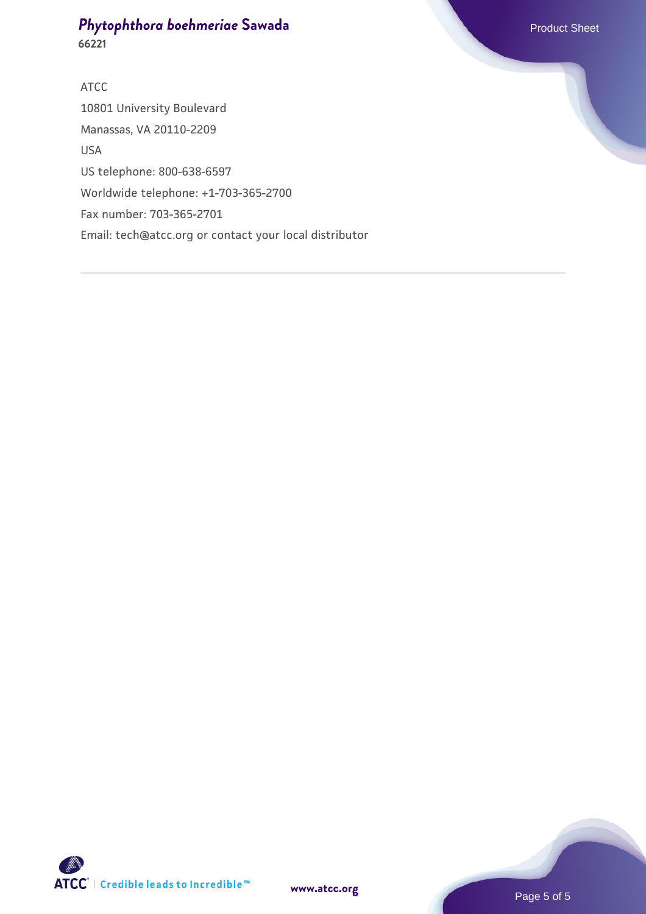ATCC

10801 University Boulevard

Manassas, VA 20110-2209

USA

US telephone: 800-638-6597

Worldwide telephone: +1-703-365-2700

Fax number: 703-365-2701

Email: tech@atcc.org or contact your local distributor